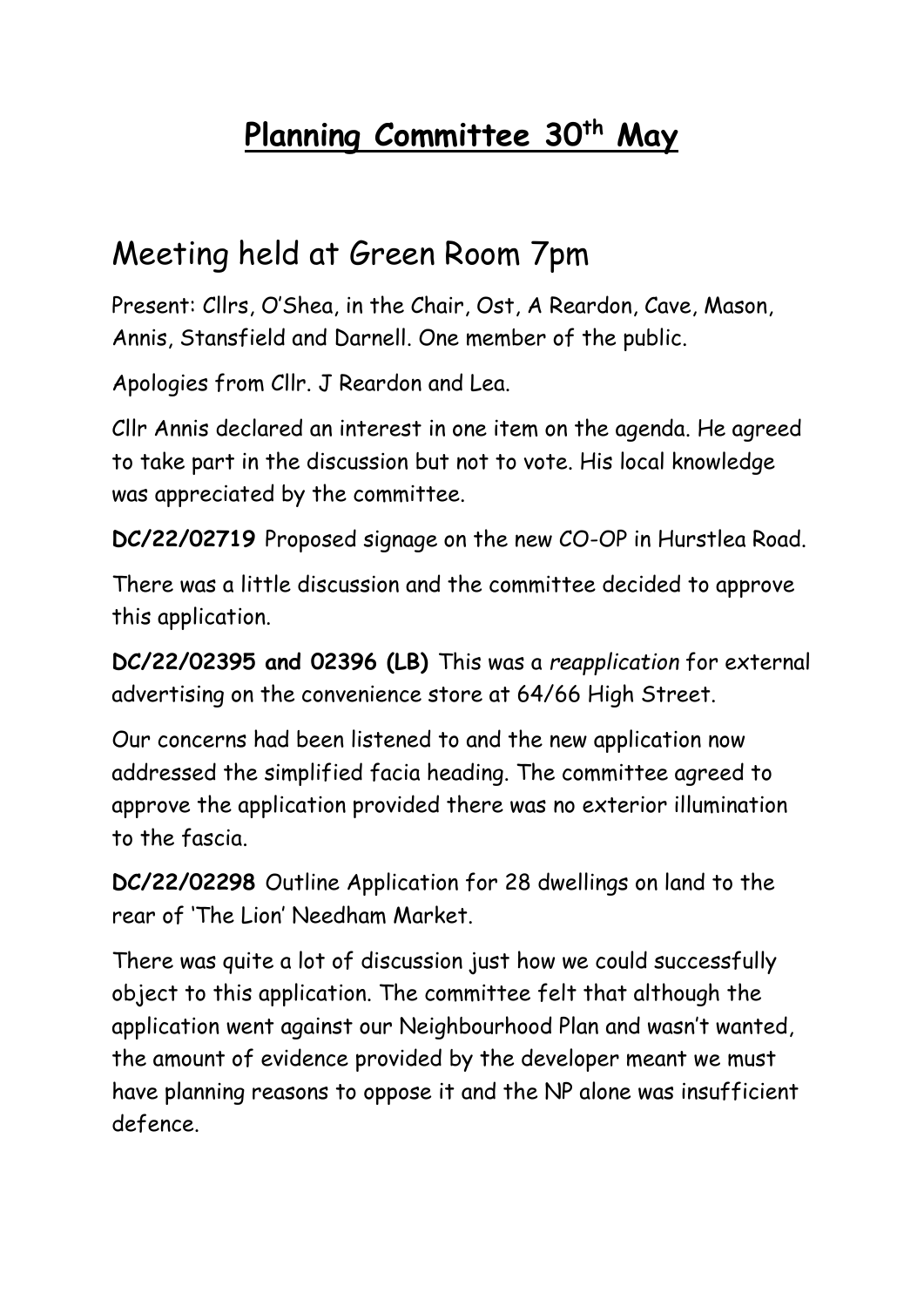# Planning Committee 30th May

## Meeting held at Green Room 7pm

Present: Cllrs, O'Shea, in the Chair, Ost, A Reardon, Cave, Mason, Annis, Stansfield and Darnell. One member of the public.

Apologies from Cllr. J Reardon and Lea.

Cllr Annis declared an interest in one item on the agenda. He agreed to take part in the discussion but not to vote. His local knowledge was appreciated by the committee.

**DC/22/02719** Proposed signage on the new CO-OP in Hurstlea Road.

There was a little discussion and the committee decided to approve this application.

**DC/22/02395 and 02396 (LB)** This was a *reapplication* for external advertising on the convenience store at 64/66 High Street.

Our concerns had been listened to and the new application now addressed the simplified facia heading. The committee agreed to approve the application provided there was no exterior illumination to the fascia.

**DC/22/02298** Outline Application for 28 dwellings on land to the rear of 'The Lion' Needham Market.

There was quite a lot of discussion just how we could successfully object to this application. The committee felt that although the application went against our Neighbourhood Plan and wasn't wanted, the amount of evidence provided by the developer meant we must have planning reasons to oppose it and the NP alone was insufficient defence.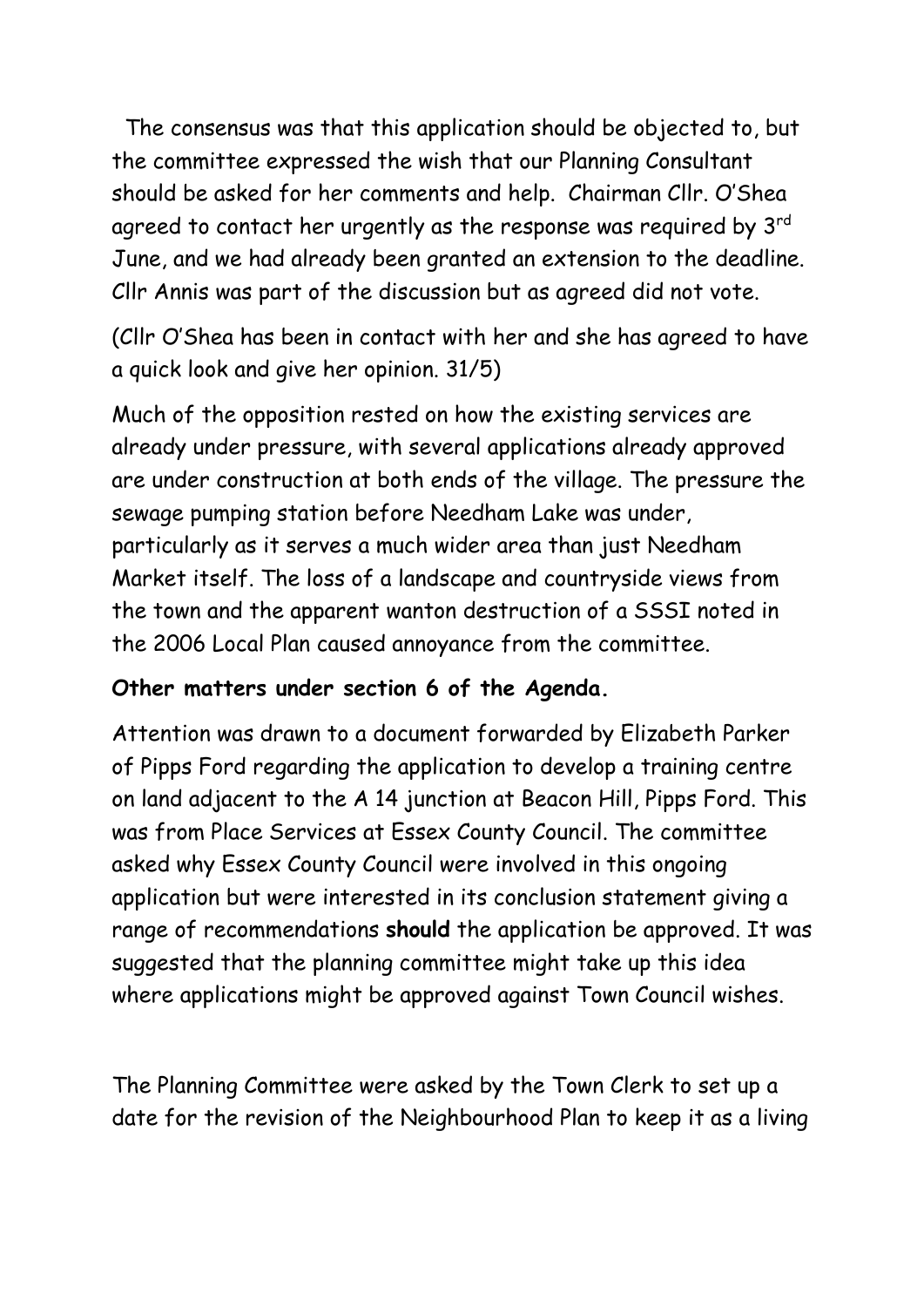The consensus was that this application should be objected to, but the committee expressed the wish that our Planning Consultant should be asked for her comments and help. Chairman Cllr. O'Shea agreed to contact her urgently as the response was required by 3rd June, and we had already been granted an extension to the deadline. Cllr Annis was part of the discussion but as agreed did not vote.

(Cllr O'Shea has been in contact with her and she has agreed to have a quick look and give her opinion. 31/5)

Much of the opposition rested on how the existing services are already under pressure, with several applications already approved are under construction at both ends of the village. The pressure the sewage pumping station before Needham Lake was under, particularly as it serves a much wider area than just Needham Market itself. The loss of a landscape and countryside views from the town and the apparent wanton destruction of a SSSI noted in the 2006 Local Plan caused annoyance from the committee.

**Other matters under section 6 of the Agenda.**

Attention was drawn to a document forwarded by Elizabeth Parker of Pipps Ford regarding the application to develop a training centre on land adjacent to the A 14 junction at Beacon Hill, Pipps Ford. This was from Place Services at Essex County Council. The committee asked why Essex County Council were involved in this ongoing application but were interested in its conclusion statement giving a range of recommendations **should** the application be approved. It was suggested that the planning committee might take up this idea where applications might be approved against Town Council wishes.

The Planning Committee were asked by the Town Clerk to set up a date for the revision of the Neighbourhood Plan to keep it as a living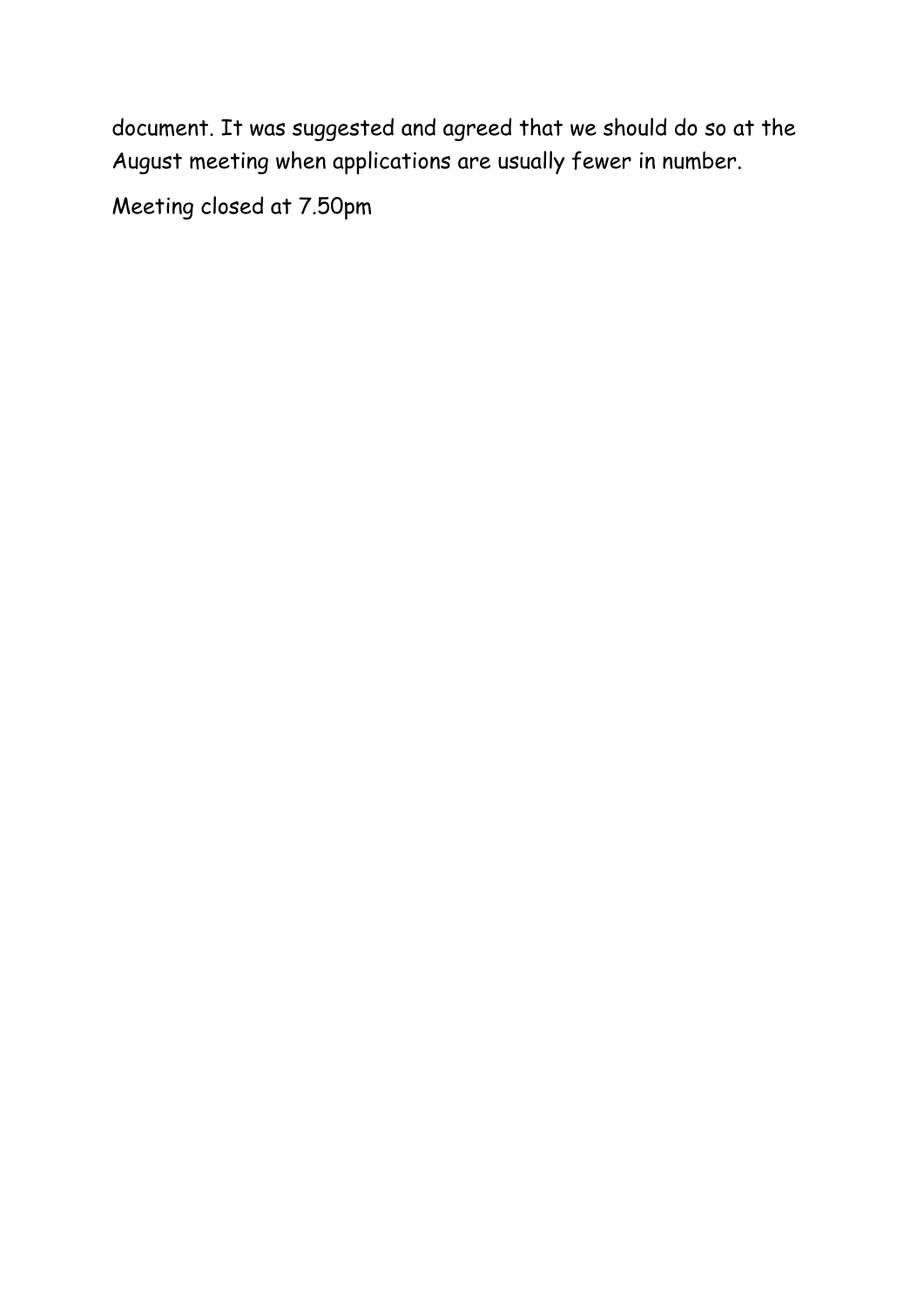document. It was suggested and agreed that we should do so at the August meeting when applications are usually fewer in number.

Meeting closed at 7.50pm